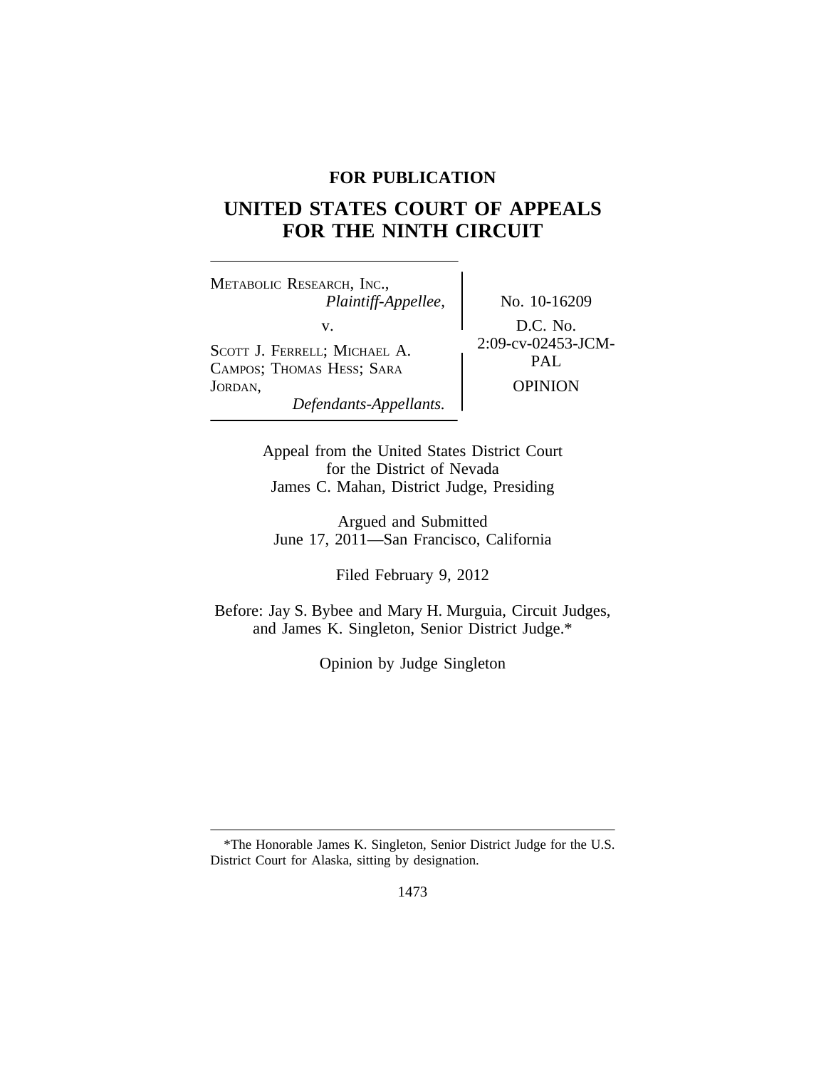**FOR PUBLICATION**

# UNITED STATES COURT OF APPEALS FOR THE NINTH CIRCUIT

METABOLIC RESEARCH, INC.,
*Plaintiff-Appellee,*

v.

SCOTT J. FERRELL; MICHAEL A. CAMPOS; THOMAS HESS; SARA JORDAN,
*Defendants-Appellants.*

No. 10-16209

D.C. No. 2:09-cv-02453-JCM-PAL

OPINION

Appeal from the United States District Court
for the District of Nevada
James C. Mahan, District Judge, Presiding

Argued and Submitted
June 17, 2011—San Francisco, California

Filed February 9, 2012

Before: Jay S. Bybee and Mary H. Murguia, Circuit Judges, and James K. Singleton, Senior District Judge.*

Opinion by Judge Singleton

---

*The Honorable James K. Singleton, Senior District Judge for the U.S. District Court for Alaska, sitting by designation.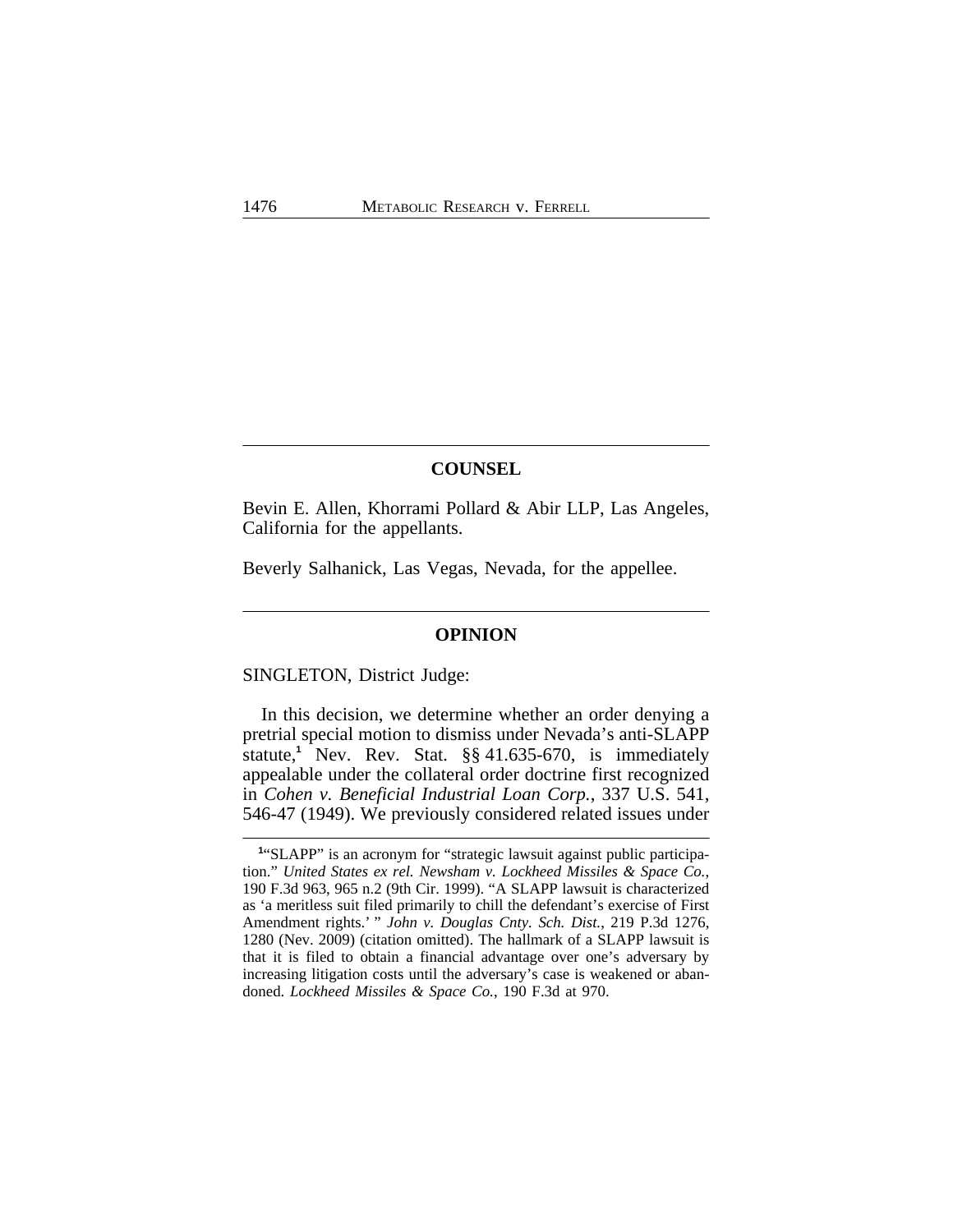## COUNSEL

Bevin E. Allen, Khorrami Pollard & Abir LLP, Los Angeles, California for the appellants.

Beverly Salhanick, Las Vegas, Nevada, for the appellee.

## OPINION

SINGLETON, District Judge:

In this decision, we determine whether an order denying a pretrial special motion to dismiss under Nevada's anti-SLAPP statute,[1] Nev. Rev. Stat. §§ 41.635-670, is immediately appealable under the collateral order doctrine first recognized in *Cohen v. Beneficial Industrial Loan Corp.*, 337 U.S. 541, 546-47 (1949). We previously considered related issues under

---

[1] "SLAPP" is an acronym for "strategic lawsuit against public participation." *United States ex rel. Newsham v. Lockheed Missiles & Space Co.*, 190 F.3d 963, 965 n.2 (9th Cir. 1999). "A SLAPP lawsuit is characterized as 'a meritless suit filed primarily to chill the defendant's exercise of First Amendment rights.' " *John v. Douglas Cnty. Sch. Dist.*, 219 P.3d 1276, 1280 (Nev. 2009) (citation omitted). The hallmark of a SLAPP lawsuit is that it is filed to obtain a financial advantage over one's adversary by increasing litigation costs until the adversary's case is weakened or abandoned. *Lockheed Missiles & Space Co.*, 190 F.3d at 970.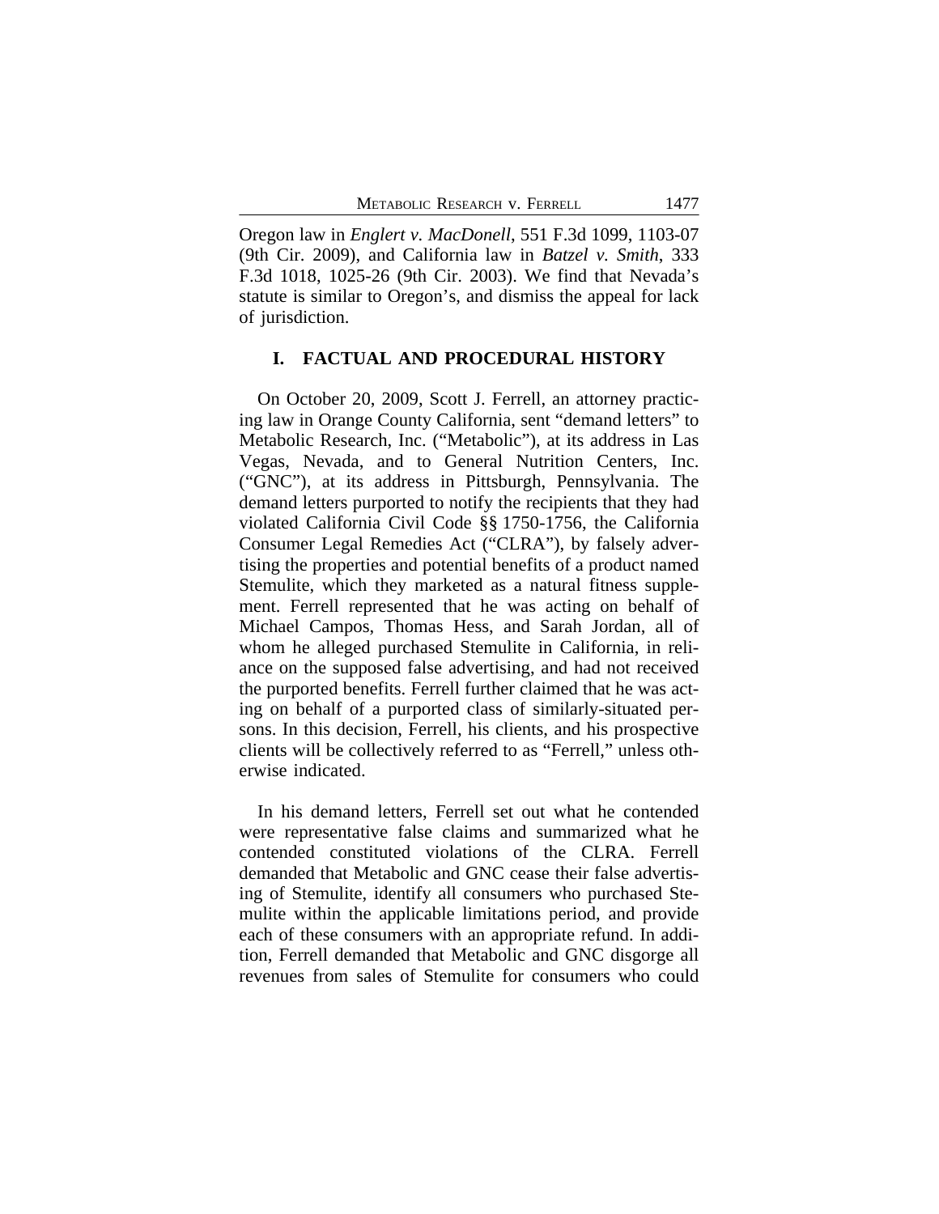Oregon law in *Englert v. MacDonell*, 551 F.3d 1099, 1103-07 (9th Cir. 2009), and California law in *Batzel v. Smith*, 333 F.3d 1018, 1025-26 (9th Cir. 2003). We find that Nevada's statute is similar to Oregon's, and dismiss the appeal for lack of jurisdiction.

## I. FACTUAL AND PROCEDURAL HISTORY

On October 20, 2009, Scott J. Ferrell, an attorney practicing law in Orange County California, sent "demand letters" to Metabolic Research, Inc. ("Metabolic"), at its address in Las Vegas, Nevada, and to General Nutrition Centers, Inc. ("GNC"), at its address in Pittsburgh, Pennsylvania. The demand letters purported to notify the recipients that they had violated California Civil Code §§ 1750-1756, the California Consumer Legal Remedies Act ("CLRA"), by falsely advertising the properties and potential benefits of a product named Stemulite, which they marketed as a natural fitness supplement. Ferrell represented that he was acting on behalf of Michael Campos, Thomas Hess, and Sarah Jordan, all of whom he alleged purchased Stemulite in California, in reliance on the supposed false advertising, and had not received the purported benefits. Ferrell further claimed that he was acting on behalf of a purported class of similarly-situated persons. In this decision, Ferrell, his clients, and his prospective clients will be collectively referred to as "Ferrell," unless otherwise indicated.

In his demand letters, Ferrell set out what he contended were representative false claims and summarized what he contended constituted violations of the CLRA. Ferrell demanded that Metabolic and GNC cease their false advertising of Stemulite, identify all consumers who purchased Stemulite within the applicable limitations period, and provide each of these consumers with an appropriate refund. In addition, Ferrell demanded that Metabolic and GNC disgorge all revenues from sales of Stemulite for consumers who could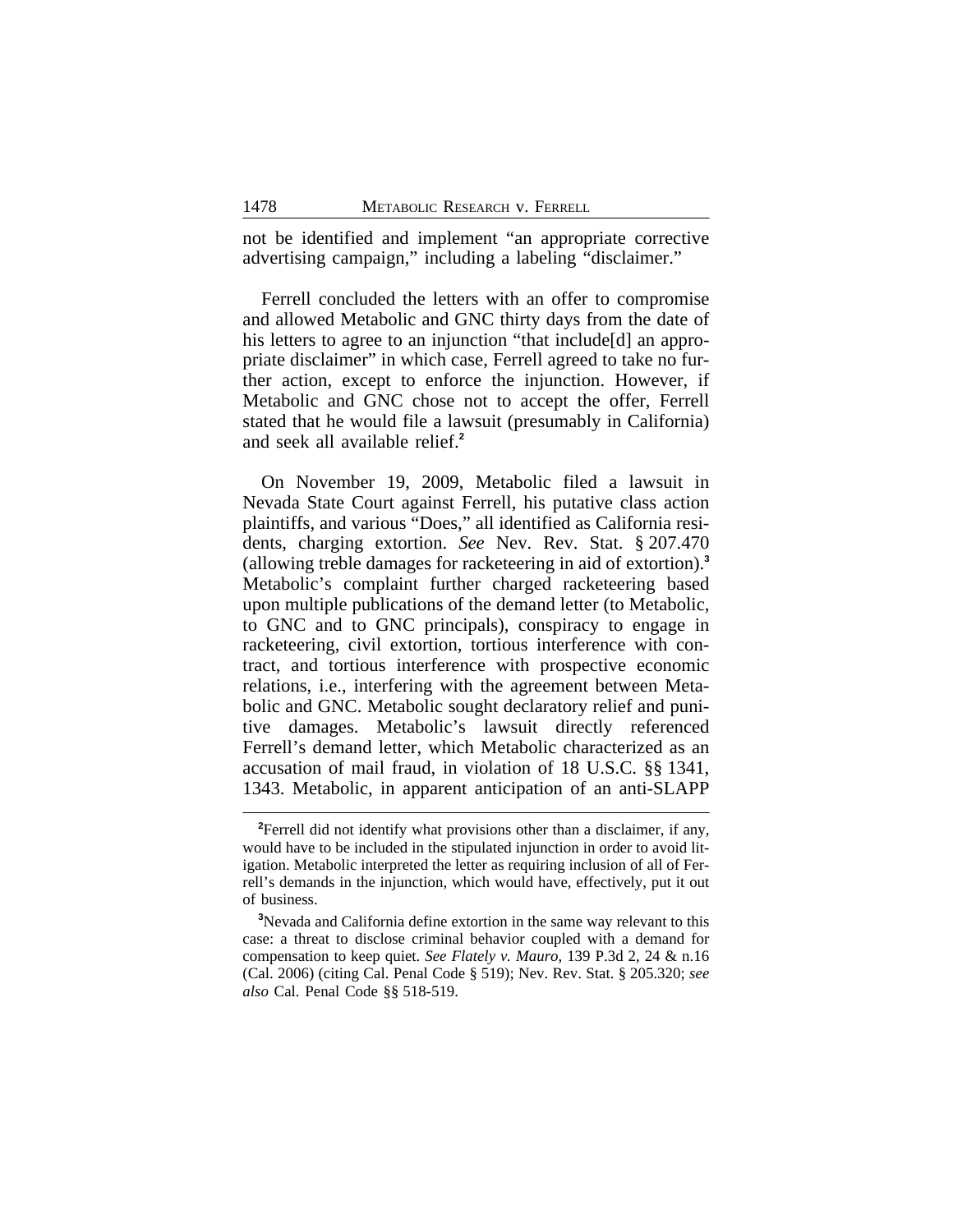not be identified and implement "an appropriate corrective advertising campaign," including a labeling "disclaimer."

Ferrell concluded the letters with an offer to compromise and allowed Metabolic and GNC thirty days from the date of his letters to agree to an injunction "that include[d] an appropriate disclaimer" in which case, Ferrell agreed to take no further action, except to enforce the injunction. However, if Metabolic and GNC chose not to accept the offer, Ferrell stated that he would file a lawsuit (presumably in California) and seek all available relief.[2]

On November 19, 2009, Metabolic filed a lawsuit in Nevada State Court against Ferrell, his putative class action plaintiffs, and various "Does," all identified as California residents, charging extortion. *See* Nev. Rev. Stat. § 207.470 (allowing treble damages for racketeering in aid of extortion).[3] Metabolic's complaint further charged racketeering based upon multiple publications of the demand letter (to Metabolic, to GNC and to GNC principals), conspiracy to engage in racketeering, civil extortion, tortious interference with contract, and tortious interference with prospective economic relations, i.e., interfering with the agreement between Metabolic and GNC. Metabolic sought declaratory relief and punitive damages. Metabolic's lawsuit directly referenced Ferrell's demand letter, which Metabolic characterized as an accusation of mail fraud, in violation of 18 U.S.C. §§ 1341, 1343. Metabolic, in apparent anticipation of an anti-SLAPP

[2]Ferrell did not identify what provisions other than a disclaimer, if any, would have to be included in the stipulated injunction in order to avoid litigation. Metabolic interpreted the letter as requiring inclusion of all of Ferrell's demands in the injunction, which would have, effectively, put it out of business.

[3]Nevada and California define extortion in the same way relevant to this case: a threat to disclose criminal behavior coupled with a demand for compensation to keep quiet. *See Flately v. Mauro*, 139 P.3d 2, 24 & n.16 (Cal. 2006) (citing Cal. Penal Code § 519); Nev. Rev. Stat. § 205.320; *see also* Cal. Penal Code §§ 518-519.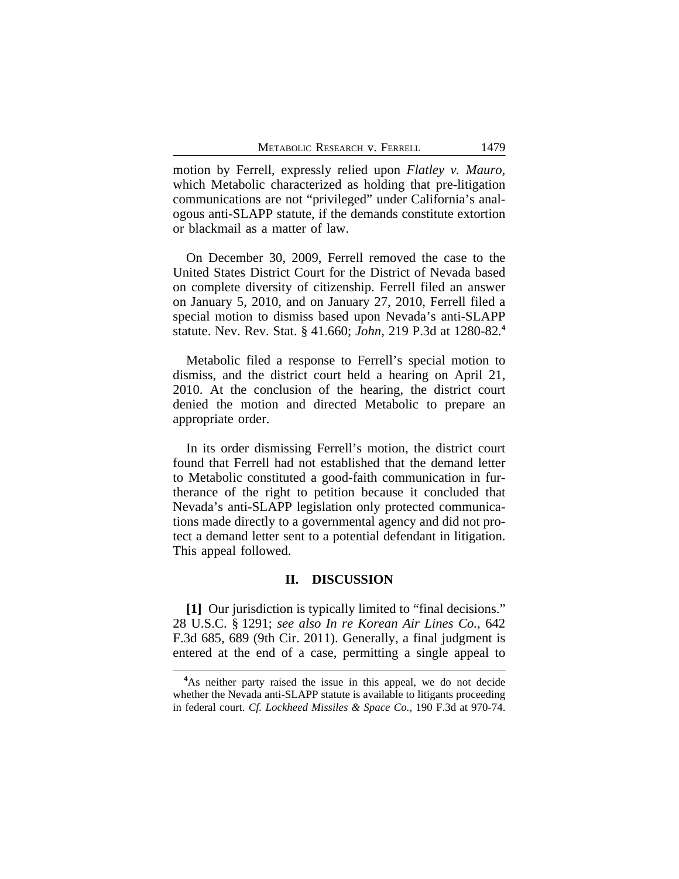motion by Ferrell, expressly relied upon *Flatley v. Mauro*, which Metabolic characterized as holding that pre-litigation communications are not "privileged" under California's analogous anti-SLAPP statute, if the demands constitute extortion or blackmail as a matter of law.

On December 30, 2009, Ferrell removed the case to the United States District Court for the District of Nevada based on complete diversity of citizenship. Ferrell filed an answer on January 5, 2010, and on January 27, 2010, Ferrell filed a special motion to dismiss based upon Nevada's anti-SLAPP statute. Nev. Rev. Stat. § 41.660; *John*, 219 P.3d at 1280-82.[4]

Metabolic filed a response to Ferrell's special motion to dismiss, and the district court held a hearing on April 21, 2010. At the conclusion of the hearing, the district court denied the motion and directed Metabolic to prepare an appropriate order.

In its order dismissing Ferrell's motion, the district court found that Ferrell had not established that the demand letter to Metabolic constituted a good-faith communication in furtherance of the right to petition because it concluded that Nevada's anti-SLAPP legislation only protected communications made directly to a governmental agency and did not protect a demand letter sent to a potential defendant in litigation. This appeal followed.

## II. DISCUSSION

**[1]** Our jurisdiction is typically limited to "final decisions." 28 U.S.C. § 1291; *see also In re Korean Air Lines Co.*, 642 F.3d 685, 689 (9th Cir. 2011). Generally, a final judgment is entered at the end of a case, permitting a single appeal to

---

[4]As neither party raised the issue in this appeal, we do not decide whether the Nevada anti-SLAPP statute is available to litigants proceeding in federal court. *Cf. Lockheed Missiles & Space Co.*, 190 F.3d at 970-74.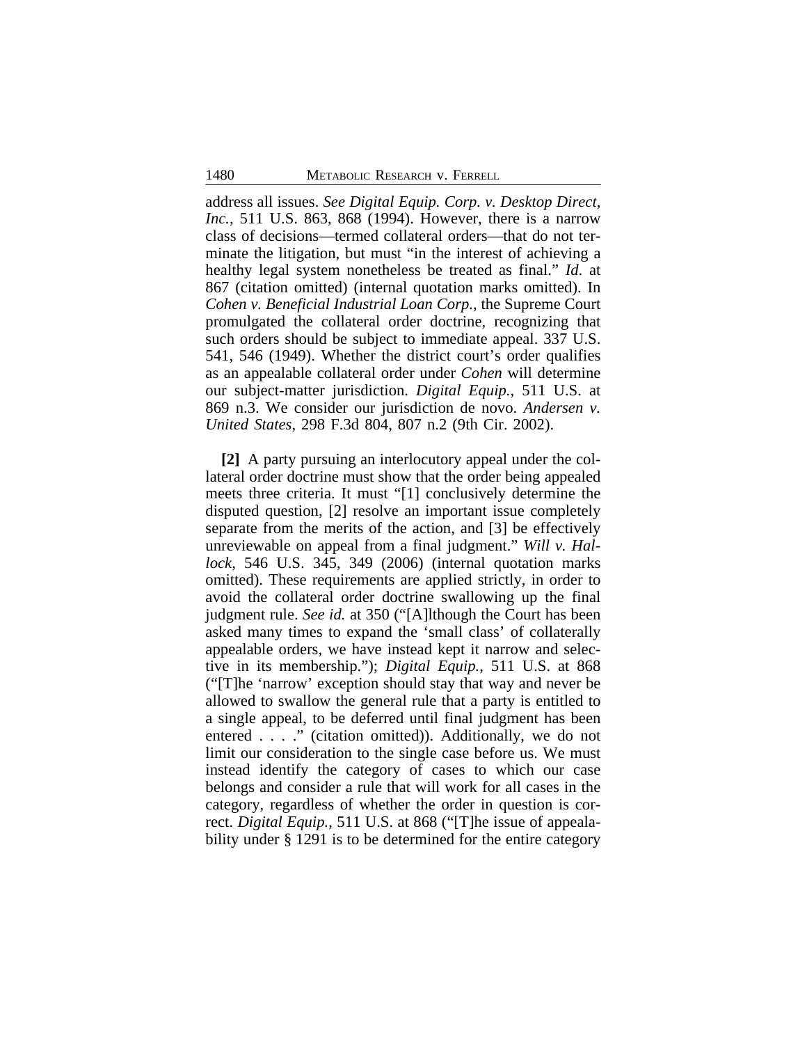address all issues. *See Digital Equip. Corp. v. Desktop Direct, Inc.*, 511 U.S. 863, 868 (1994). However, there is a narrow class of decisions—termed collateral orders—that do not terminate the litigation, but must "in the interest of achieving a healthy legal system nonetheless be treated as final." *Id*. at 867 (citation omitted) (internal quotation marks omitted). In *Cohen v. Beneficial Industrial Loan Corp.*, the Supreme Court promulgated the collateral order doctrine, recognizing that such orders should be subject to immediate appeal. 337 U.S. 541, 546 (1949). Whether the district court's order qualifies as an appealable collateral order under *Cohen* will determine our subject-matter jurisdiction. *Digital Equip.,* 511 U.S. at 869 n.3. We consider our jurisdiction de novo. *Andersen v. United States*, 298 F.3d 804, 807 n.2 (9th Cir. 2002).

**[2]** A party pursuing an interlocutory appeal under the collateral order doctrine must show that the order being appealed meets three criteria. It must "[1] conclusively determine the disputed question, [2] resolve an important issue completely separate from the merits of the action, and [3] be effectively unreviewable on appeal from a final judgment." *Will v. Hallock*, 546 U.S. 345, 349 (2006) (internal quotation marks omitted). These requirements are applied strictly, in order to avoid the collateral order doctrine swallowing up the final judgment rule. *See id.* at 350 ("[A]lthough the Court has been asked many times to expand the 'small class' of collaterally appealable orders, we have instead kept it narrow and selective in its membership."); *Digital Equip.*, 511 U.S. at 868 ("[T]he 'narrow' exception should stay that way and never be allowed to swallow the general rule that a party is entitled to a single appeal, to be deferred until final judgment has been entered . . . ." (citation omitted)). Additionally, we do not limit our consideration to the single case before us. We must instead identify the category of cases to which our case belongs and consider a rule that will work for all cases in the category, regardless of whether the order in question is correct. *Digital Equip.*, 511 U.S. at 868 ("[T]he issue of appealability under § 1291 is to be determined for the entire category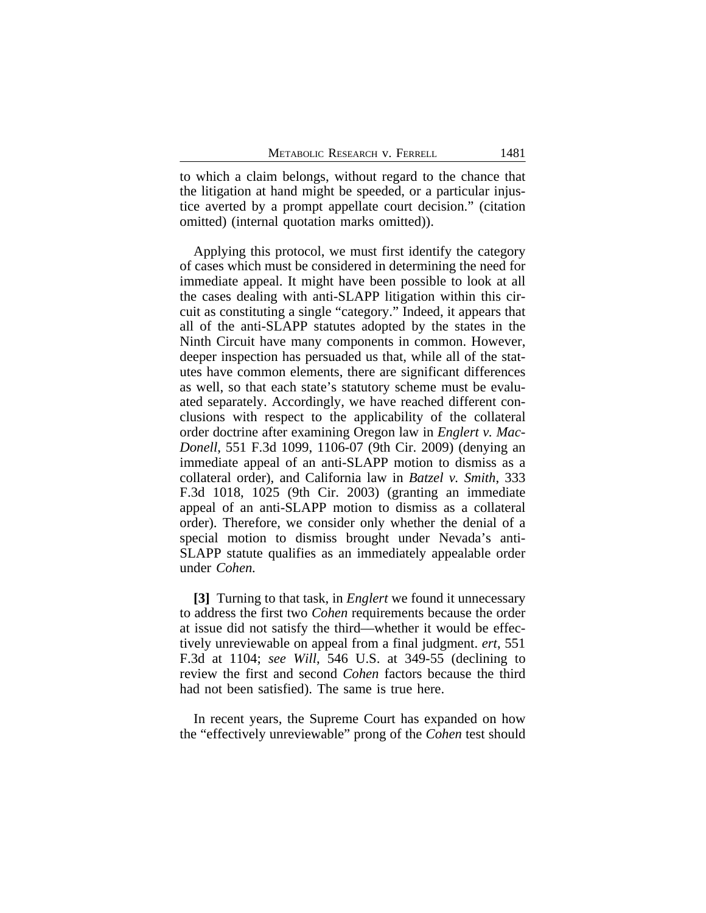to which a claim belongs, without regard to the chance that the litigation at hand might be speeded, or a particular injustice averted by a prompt appellate court decision." (citation omitted) (internal quotation marks omitted)).

Applying this protocol, we must first identify the category of cases which must be considered in determining the need for immediate appeal. It might have been possible to look at all the cases dealing with anti-SLAPP litigation within this circuit as constituting a single "category." Indeed, it appears that all of the anti-SLAPP statutes adopted by the states in the Ninth Circuit have many components in common. However, deeper inspection has persuaded us that, while all of the statutes have common elements, there are significant differences as well, so that each state's statutory scheme must be evaluated separately. Accordingly, we have reached different conclusions with respect to the applicability of the collateral order doctrine after examining Oregon law in *Englert v. MacDonell*, 551 F.3d 1099, 1106-07 (9th Cir. 2009) (denying an immediate appeal of an anti-SLAPP motion to dismiss as a collateral order), and California law in *Batzel v. Smith*, 333 F.3d 1018, 1025 (9th Cir. 2003) (granting an immediate appeal of an anti-SLAPP motion to dismiss as a collateral order). Therefore, we consider only whether the denial of a special motion to dismiss brought under Nevada's anti-SLAPP statute qualifies as an immediately appealable order under *Cohen.*

**[3]** Turning to that task, in *Englert* we found it unnecessary to address the first two *Cohen* requirements because the order at issue did not satisfy the third—whether it would be effectively unreviewable on appeal from a final judgment. *ert*, 551 F.3d at 1104; *see Will*, 546 U.S. at 349-55 (declining to review the first and second *Cohen* factors because the third had not been satisfied). The same is true here.

In recent years, the Supreme Court has expanded on how the "effectively unreviewable" prong of the *Cohen* test should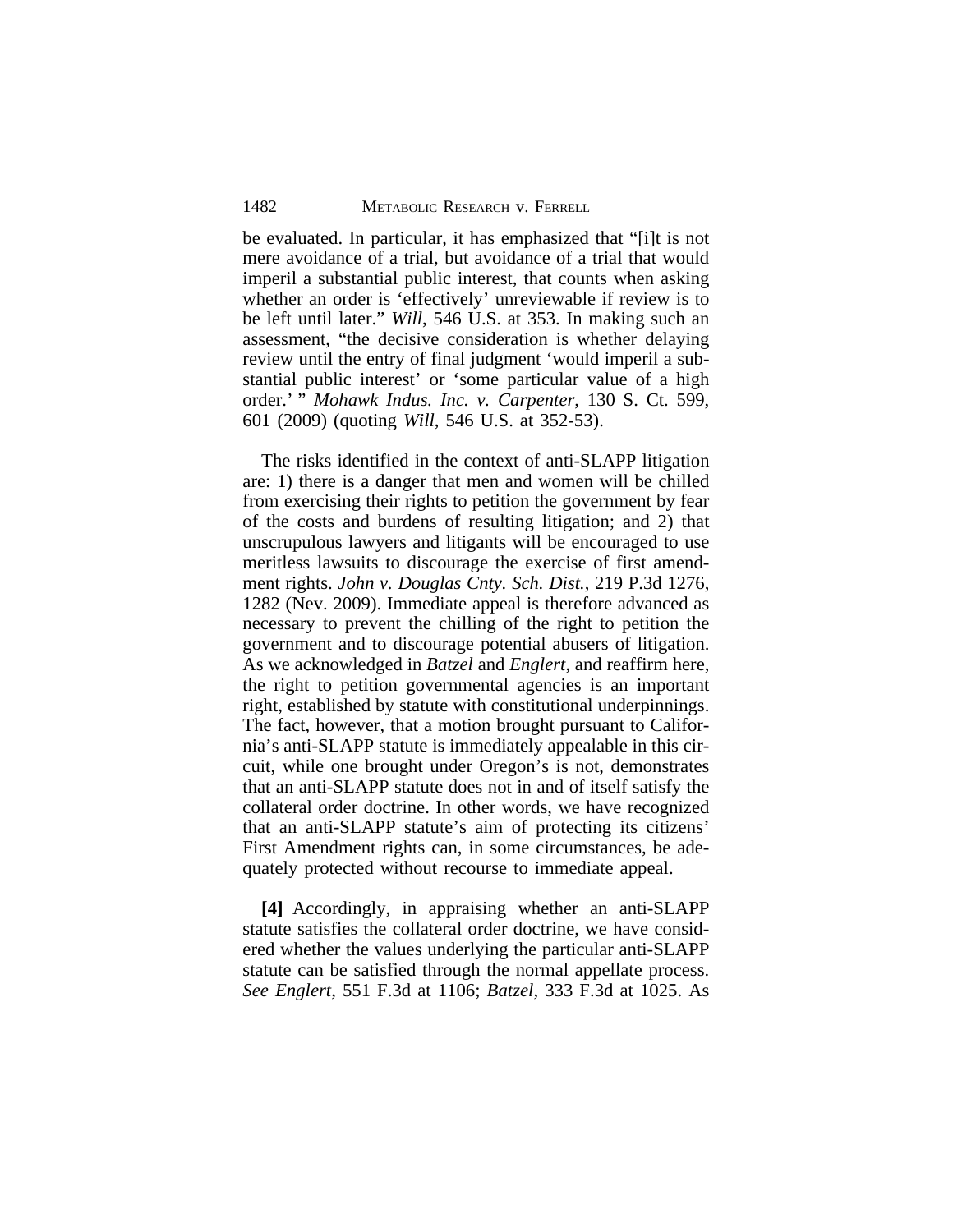be evaluated. In particular, it has emphasized that "[i]t is not mere avoidance of a trial, but avoidance of a trial that would imperil a substantial public interest, that counts when asking whether an order is 'effectively' unreviewable if review is to be left until later." *Will*, 546 U.S. at 353. In making such an assessment, "the decisive consideration is whether delaying review until the entry of final judgment 'would imperil a substantial public interest' or 'some particular value of a high order.' " *Mohawk Indus. Inc. v. Carpenter*, 130 S. Ct. 599, 601 (2009) (quoting *Will*, 546 U.S. at 352-53).

The risks identified in the context of anti-SLAPP litigation are: 1) there is a danger that men and women will be chilled from exercising their rights to petition the government by fear of the costs and burdens of resulting litigation; and 2) that unscrupulous lawyers and litigants will be encouraged to use meritless lawsuits to discourage the exercise of first amendment rights. *John v. Douglas Cnty. Sch. Dist.*, 219 P.3d 1276, 1282 (Nev. 2009). Immediate appeal is therefore advanced as necessary to prevent the chilling of the right to petition the government and to discourage potential abusers of litigation. As we acknowledged in *Batzel* and *Englert*, and reaffirm here, the right to petition governmental agencies is an important right, established by statute with constitutional underpinnings. The fact, however, that a motion brought pursuant to California's anti-SLAPP statute is immediately appealable in this circuit, while one brought under Oregon's is not, demonstrates that an anti-SLAPP statute does not in and of itself satisfy the collateral order doctrine. In other words, we have recognized that an anti-SLAPP statute's aim of protecting its citizens' First Amendment rights can, in some circumstances, be adequately protected without recourse to immediate appeal.

**[4]** Accordingly, in appraising whether an anti-SLAPP statute satisfies the collateral order doctrine, we have considered whether the values underlying the particular anti-SLAPP statute can be satisfied through the normal appellate process. *See Englert*, 551 F.3d at 1106; *Batzel*, 333 F.3d at 1025. As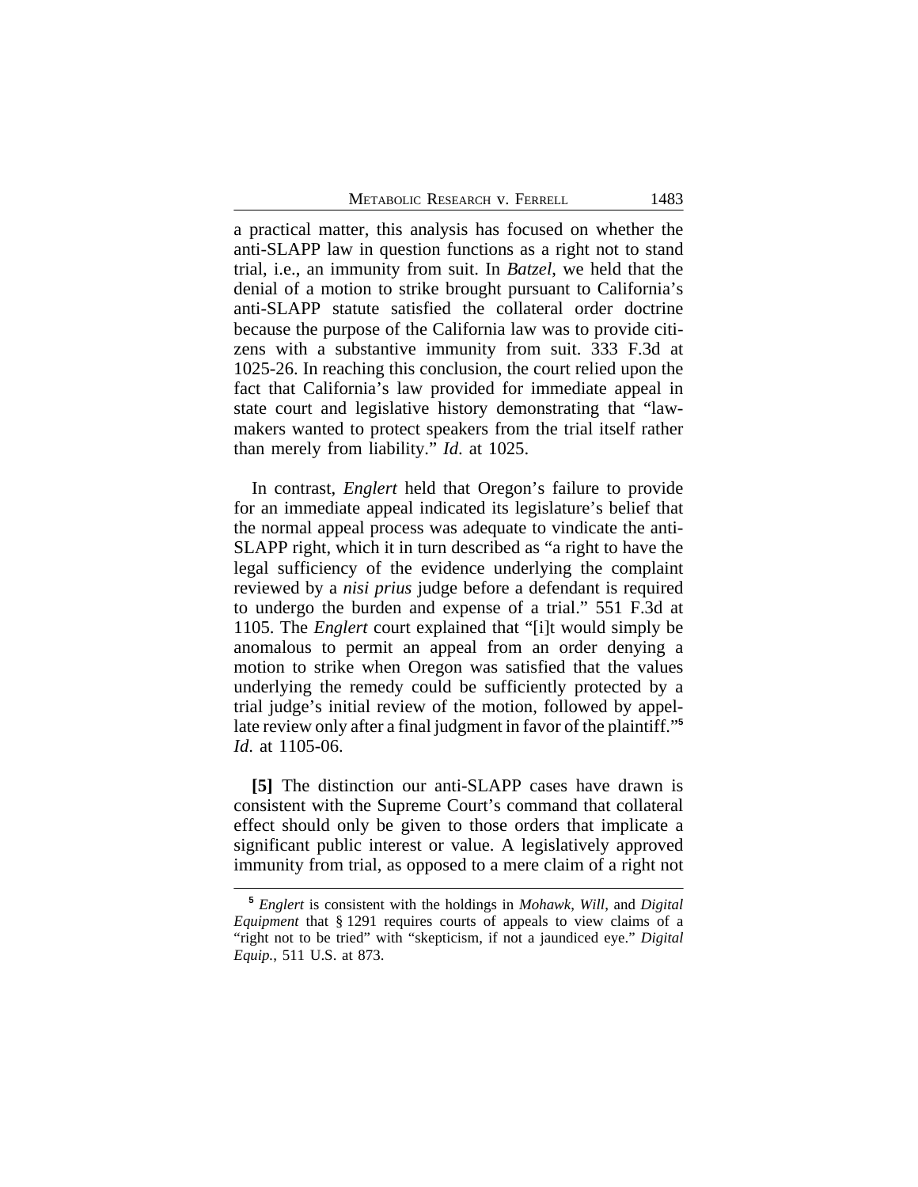a practical matter, this analysis has focused on whether the anti-SLAPP law in question functions as a right not to stand trial, i.e., an immunity from suit. In *Batzel*, we held that the denial of a motion to strike brought pursuant to California's anti-SLAPP statute satisfied the collateral order doctrine because the purpose of the California law was to provide citizens with a substantive immunity from suit. 333 F.3d at 1025-26. In reaching this conclusion, the court relied upon the fact that California's law provided for immediate appeal in state court and legislative history demonstrating that "lawmakers wanted to protect speakers from the trial itself rather than merely from liability." *Id.* at 1025.

In contrast, *Englert* held that Oregon's failure to provide for an immediate appeal indicated its legislature's belief that the normal appeal process was adequate to vindicate the anti-SLAPP right, which it in turn described as "a right to have the legal sufficiency of the evidence underlying the complaint reviewed by a *nisi prius* judge before a defendant is required to undergo the burden and expense of a trial." 551 F.3d at 1105. The *Englert* court explained that "[i]t would simply be anomalous to permit an appeal from an order denying a motion to strike when Oregon was satisfied that the values underlying the remedy could be sufficiently protected by a trial judge's initial review of the motion, followed by appellate review only after a final judgment in favor of the plaintiff."[5] *Id.* at 1105-06.

**[5]** The distinction our anti-SLAPP cases have drawn is consistent with the Supreme Court's command that collateral effect should only be given to those orders that implicate a significant public interest or value. A legislatively approved immunity from trial, as opposed to a mere claim of a right not

---

[5] *Englert* is consistent with the holdings in *Mohawk*, *Will*, and *Digital Equipment* that § 1291 requires courts of appeals to view claims of a "right not to be tried" with "skepticism, if not a jaundiced eye." *Digital Equip.*, 511 U.S. at 873.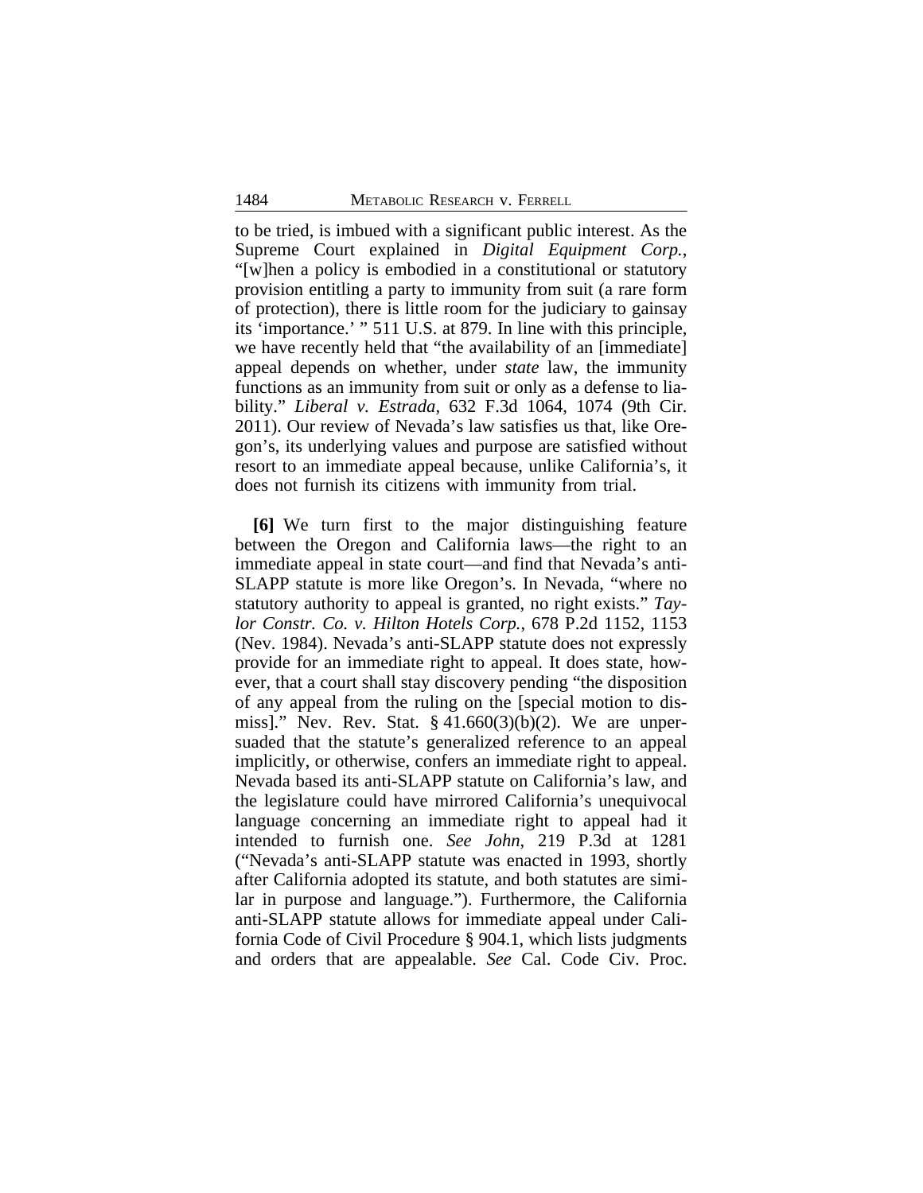to be tried, is imbued with a significant public interest. As the Supreme Court explained in *Digital Equipment Corp.*, "[w]hen a policy is embodied in a constitutional or statutory provision entitling a party to immunity from suit (a rare form of protection), there is little room for the judiciary to gainsay its 'importance.' " 511 U.S. at 879. In line with this principle, we have recently held that "the availability of an [immediate] appeal depends on whether, under *state* law, the immunity functions as an immunity from suit or only as a defense to liability." *Liberal v. Estrada*, 632 F.3d 1064, 1074 (9th Cir. 2011). Our review of Nevada's law satisfies us that, like Oregon's, its underlying values and purpose are satisfied without resort to an immediate appeal because, unlike California's, it does not furnish its citizens with immunity from trial.

**[6]** We turn first to the major distinguishing feature between the Oregon and California laws—the right to an immediate appeal in state court—and find that Nevada's anti-SLAPP statute is more like Oregon's. In Nevada, "where no statutory authority to appeal is granted, no right exists." *Taylor Constr. Co. v. Hilton Hotels Corp.*, 678 P.2d 1152, 1153 (Nev. 1984). Nevada's anti-SLAPP statute does not expressly provide for an immediate right to appeal. It does state, however, that a court shall stay discovery pending "the disposition of any appeal from the ruling on the [special motion to dismiss]." Nev. Rev. Stat. § 41.660(3)(b)(2). We are unpersuaded that the statute's generalized reference to an appeal implicitly, or otherwise, confers an immediate right to appeal. Nevada based its anti-SLAPP statute on California's law, and the legislature could have mirrored California's unequivocal language concerning an immediate right to appeal had it intended to furnish one. *See John*, 219 P.3d at 1281 ("Nevada's anti-SLAPP statute was enacted in 1993, shortly after California adopted its statute, and both statutes are similar in purpose and language."). Furthermore, the California anti-SLAPP statute allows for immediate appeal under California Code of Civil Procedure § 904.1, which lists judgments and orders that are appealable. *See* Cal. Code Civ. Proc.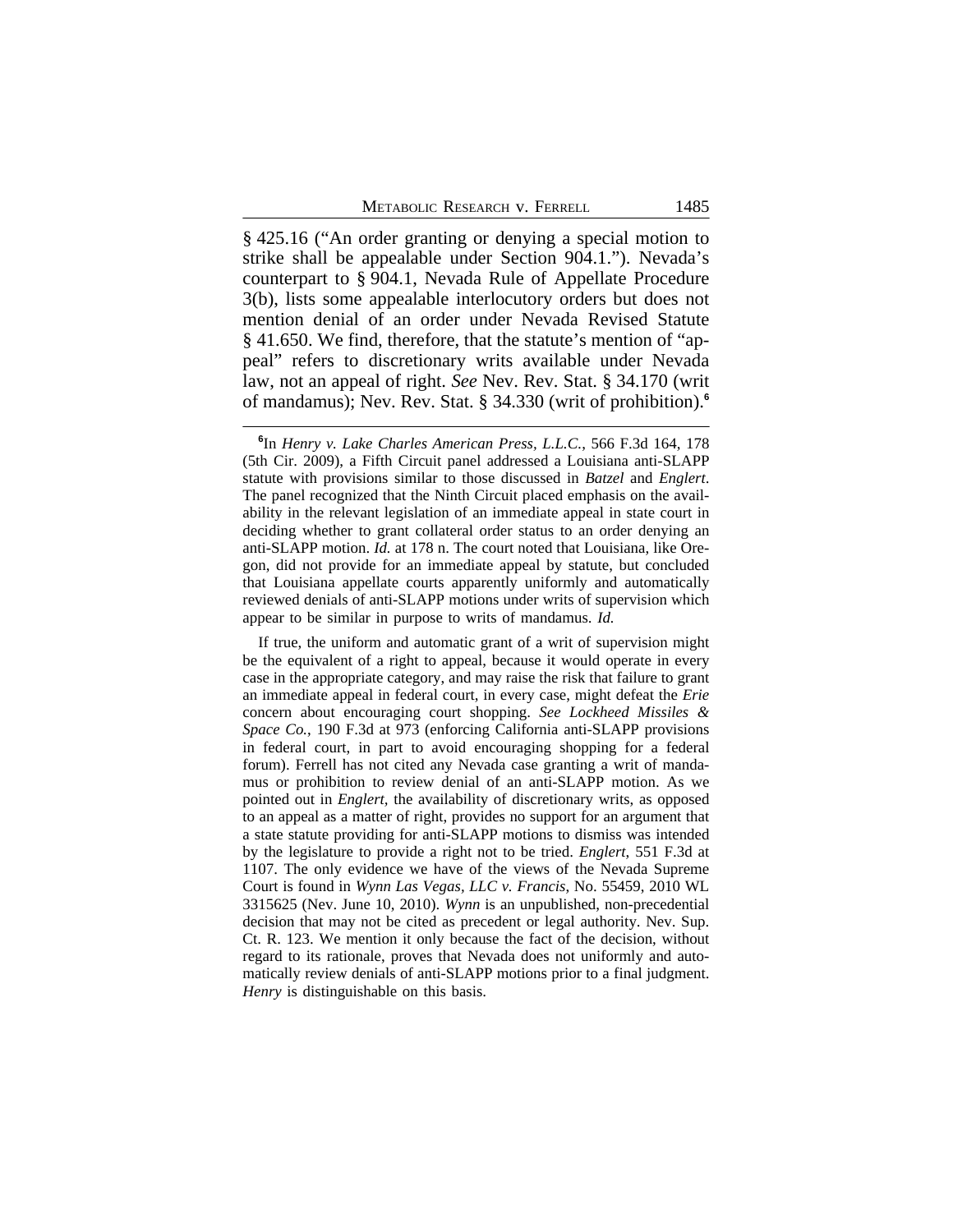§ 425.16 ("An order granting or denying a special motion to strike shall be appealable under Section 904.1."). Nevada's counterpart to § 904.1, Nevada Rule of Appellate Procedure 3(b), lists some appealable interlocutory orders but does not mention denial of an order under Nevada Revised Statute § 41.650. We find, therefore, that the statute's mention of "appeal" refers to discretionary writs available under Nevada law, not an appeal of right. *See* Nev. Rev. Stat. § 34.170 (writ of mandamus); Nev. Rev. Stat. § 34.330 (writ of prohibition).[6]

---

[6]In *Henry v. Lake Charles American Press, L.L.C.*, 566 F.3d 164, 178 (5th Cir. 2009), a Fifth Circuit panel addressed a Louisiana anti-SLAPP statute with provisions similar to those discussed in *Batzel* and *Englert*. The panel recognized that the Ninth Circuit placed emphasis on the availability in the relevant legislation of an immediate appeal in state court in deciding whether to grant collateral order status to an order denying an anti-SLAPP motion. *Id.* at 178 n. The court noted that Louisiana, like Oregon, did not provide for an immediate appeal by statute, but concluded that Louisiana appellate courts apparently uniformly and automatically reviewed denials of anti-SLAPP motions under writs of supervision which appear to be similar in purpose to writs of mandamus. *Id.*

If true, the uniform and automatic grant of a writ of supervision might be the equivalent of a right to appeal, because it would operate in every case in the appropriate category, and may raise the risk that failure to grant an immediate appeal in federal court, in every case, might defeat the *Erie* concern about encouraging court shopping. *See Lockheed Missiles & Space Co.*, 190 F.3d at 973 (enforcing California anti-SLAPP provisions in federal court, in part to avoid encouraging shopping for a federal forum). Ferrell has not cited any Nevada case granting a writ of mandamus or prohibition to review denial of an anti-SLAPP motion. As we pointed out in *Englert*, the availability of discretionary writs, as opposed to an appeal as a matter of right, provides no support for an argument that a state statute providing for anti-SLAPP motions to dismiss was intended by the legislature to provide a right not to be tried. *Englert*, 551 F.3d at 1107. The only evidence we have of the views of the Nevada Supreme Court is found in *Wynn Las Vegas, LLC v. Francis*, No. 55459, 2010 WL 3315625 (Nev. June 10, 2010). *Wynn* is an unpublished, non-precedential decision that may not be cited as precedent or legal authority. Nev. Sup. Ct. R. 123. We mention it only because the fact of the decision, without regard to its rationale, proves that Nevada does not uniformly and automatically review denials of anti-SLAPP motions prior to a final judgment. *Henry* is distinguishable on this basis.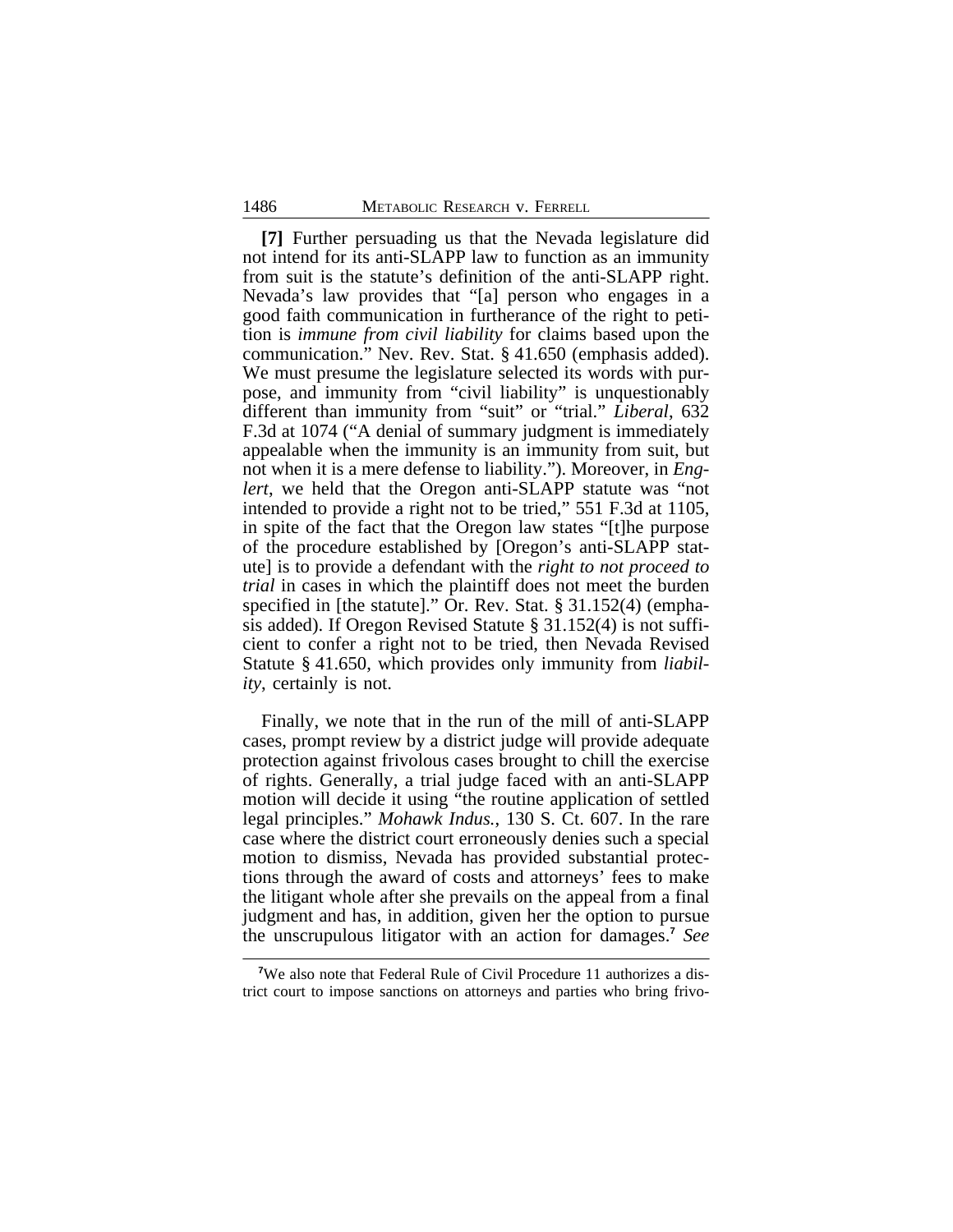**[7]** Further persuading us that the Nevada legislature did not intend for its anti-SLAPP law to function as an immunity from suit is the statute's definition of the anti-SLAPP right. Nevada's law provides that "[a] person who engages in a good faith communication in furtherance of the right to petition is *immune from civil liability* for claims based upon the communication." Nev. Rev. Stat. § 41.650 (emphasis added). We must presume the legislature selected its words with purpose, and immunity from "civil liability" is unquestionably different than immunity from "suit" or "trial." *Liberal*, 632 F.3d at 1074 ("A denial of summary judgment is immediately appealable when the immunity is an immunity from suit, but not when it is a mere defense to liability."). Moreover, in *Englert*, we held that the Oregon anti-SLAPP statute was "not intended to provide a right not to be tried," 551 F.3d at 1105, in spite of the fact that the Oregon law states "[t]he purpose of the procedure established by [Oregon's anti-SLAPP statute] is to provide a defendant with the *right to not proceed to trial* in cases in which the plaintiff does not meet the burden specified in [the statute]." Or. Rev. Stat. § 31.152(4) (emphasis added). If Oregon Revised Statute § 31.152(4) is not sufficient to confer a right not to be tried, then Nevada Revised Statute § 41.650, which provides only immunity from *liability*, certainly is not.

Finally, we note that in the run of the mill of anti-SLAPP cases, prompt review by a district judge will provide adequate protection against frivolous cases brought to chill the exercise of rights. Generally, a trial judge faced with an anti-SLAPP motion will decide it using "the routine application of settled legal principles." *Mohawk Indus.*, 130 S. Ct. 607. In the rare case where the district court erroneously denies such a special motion to dismiss, Nevada has provided substantial protections through the award of costs and attorneys' fees to make the litigant whole after she prevails on the appeal from a final judgment and has, in addition, given her the option to pursue the unscrupulous litigator with an action for damages.[7] *See*

[7]We also note that Federal Rule of Civil Procedure 11 authorizes a district court to impose sanctions on attorneys and parties who bring frivo-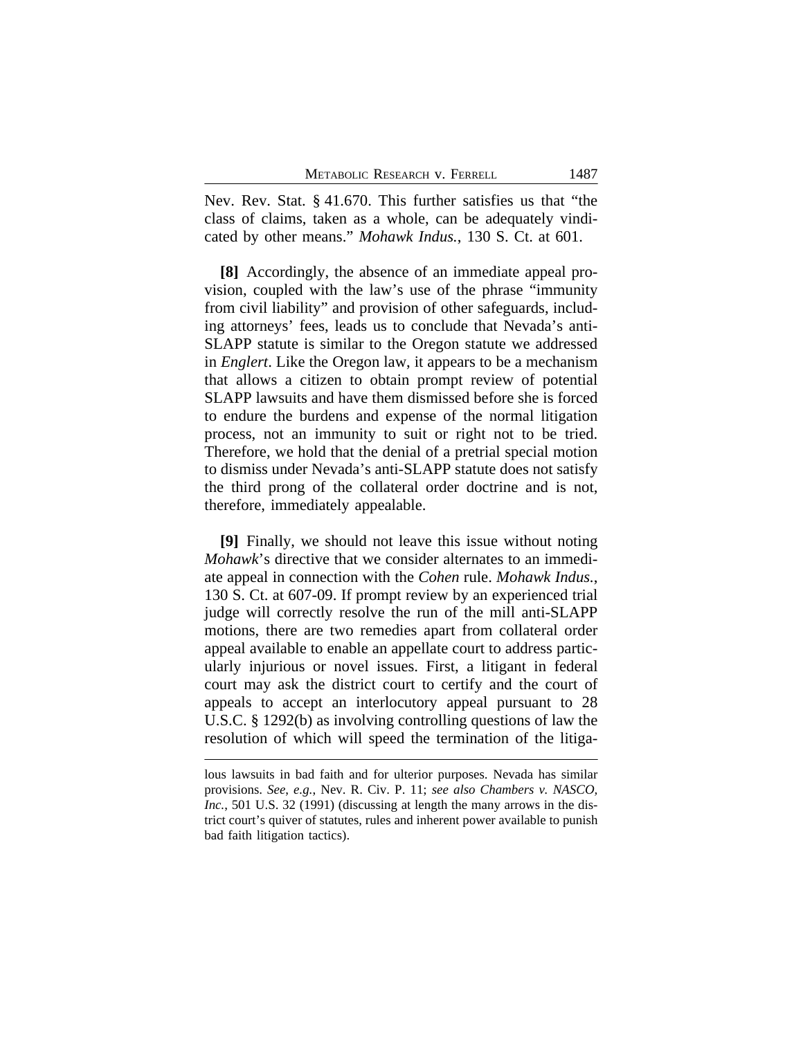Nev. Rev. Stat. § 41.670. This further satisfies us that "the class of claims, taken as a whole, can be adequately vindicated by other means." *Mohawk Indus.*, 130 S. Ct. at 601.

**[8]** Accordingly, the absence of an immediate appeal provision, coupled with the law's use of the phrase "immunity from civil liability" and provision of other safeguards, including attorneys' fees, leads us to conclude that Nevada's anti-SLAPP statute is similar to the Oregon statute we addressed in *Englert*. Like the Oregon law, it appears to be a mechanism that allows a citizen to obtain prompt review of potential SLAPP lawsuits and have them dismissed before she is forced to endure the burdens and expense of the normal litigation process, not an immunity to suit or right not to be tried. Therefore, we hold that the denial of a pretrial special motion to dismiss under Nevada's anti-SLAPP statute does not satisfy the third prong of the collateral order doctrine and is not, therefore, immediately appealable.

**[9]** Finally, we should not leave this issue without noting *Mohawk*'s directive that we consider alternates to an immediate appeal in connection with the *Cohen* rule. *Mohawk Indus.*, 130 S. Ct. at 607-09. If prompt review by an experienced trial judge will correctly resolve the run of the mill anti-SLAPP motions, there are two remedies apart from collateral order appeal available to enable an appellate court to address particularly injurious or novel issues. First, a litigant in federal court may ask the district court to certify and the court of appeals to accept an interlocutory appeal pursuant to 28 U.S.C. § 1292(b) as involving controlling questions of law the resolution of which will speed the termination of the litiga-

---

lous lawsuits in bad faith and for ulterior purposes. Nevada has similar provisions. *See, e.g.*, Nev. R. Civ. P. 11; *see also Chambers v. NASCO, Inc.*, 501 U.S. 32 (1991) (discussing at length the many arrows in the district court's quiver of statutes, rules and inherent power available to punish bad faith litigation tactics).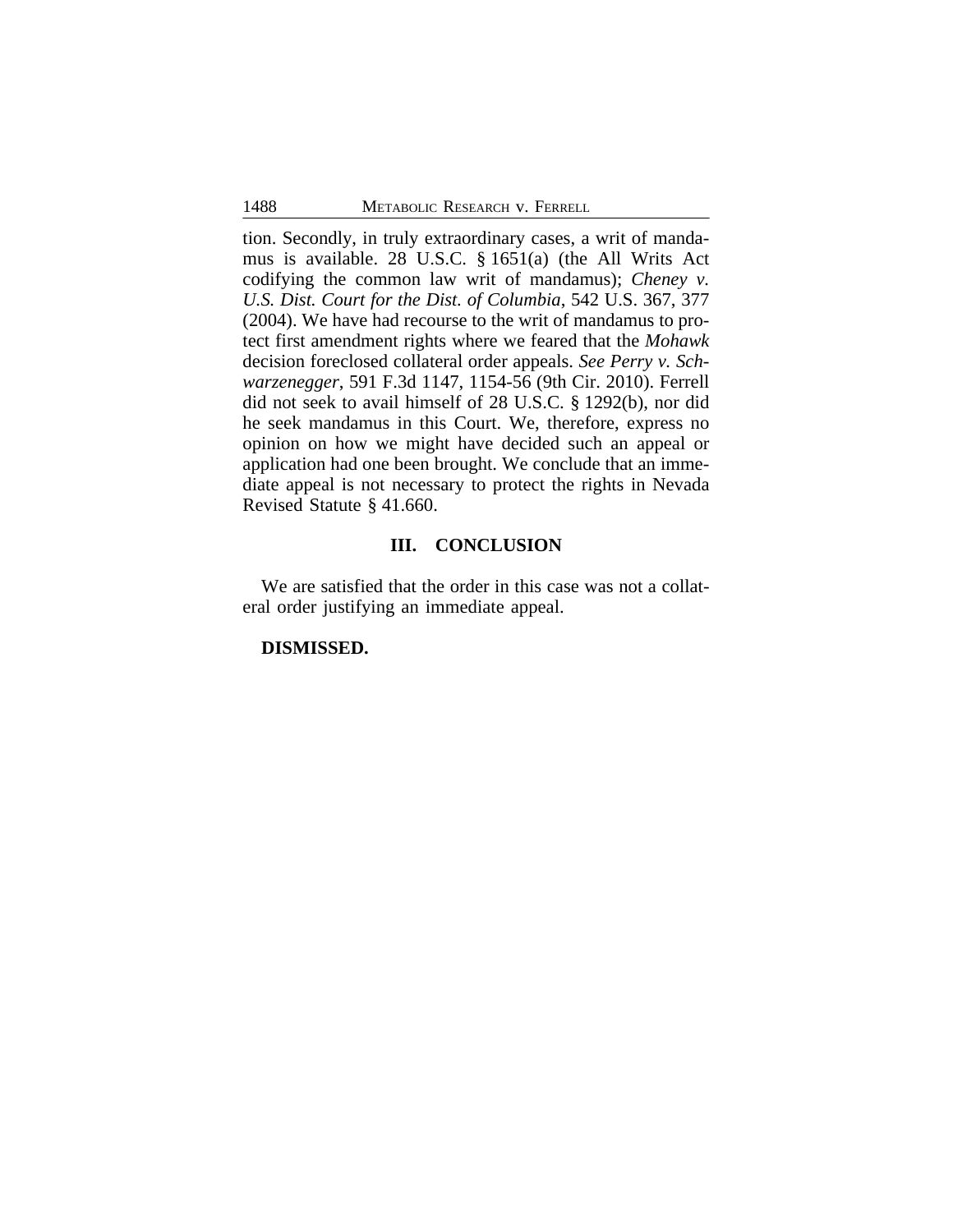tion. Secondly, in truly extraordinary cases, a writ of mandamus is available. 28 U.S.C. § 1651(a) (the All Writs Act codifying the common law writ of mandamus); *Cheney v. U.S. Dist. Court for the Dist. of Columbia*, 542 U.S. 367, 377 (2004). We have had recourse to the writ of mandamus to protect first amendment rights where we feared that the *Mohawk* decision foreclosed collateral order appeals. *See Perry v. Schwarzenegger*, 591 F.3d 1147, 1154-56 (9th Cir. 2010). Ferrell did not seek to avail himself of 28 U.S.C. § 1292(b), nor did he seek mandamus in this Court. We, therefore, express no opinion on how we might have decided such an appeal or application had one been brought. We conclude that an immediate appeal is not necessary to protect the rights in Nevada Revised Statute § 41.660.

## III. CONCLUSION

We are satisfied that the order in this case was not a collateral order justifying an immediate appeal.

**DISMISSED.**